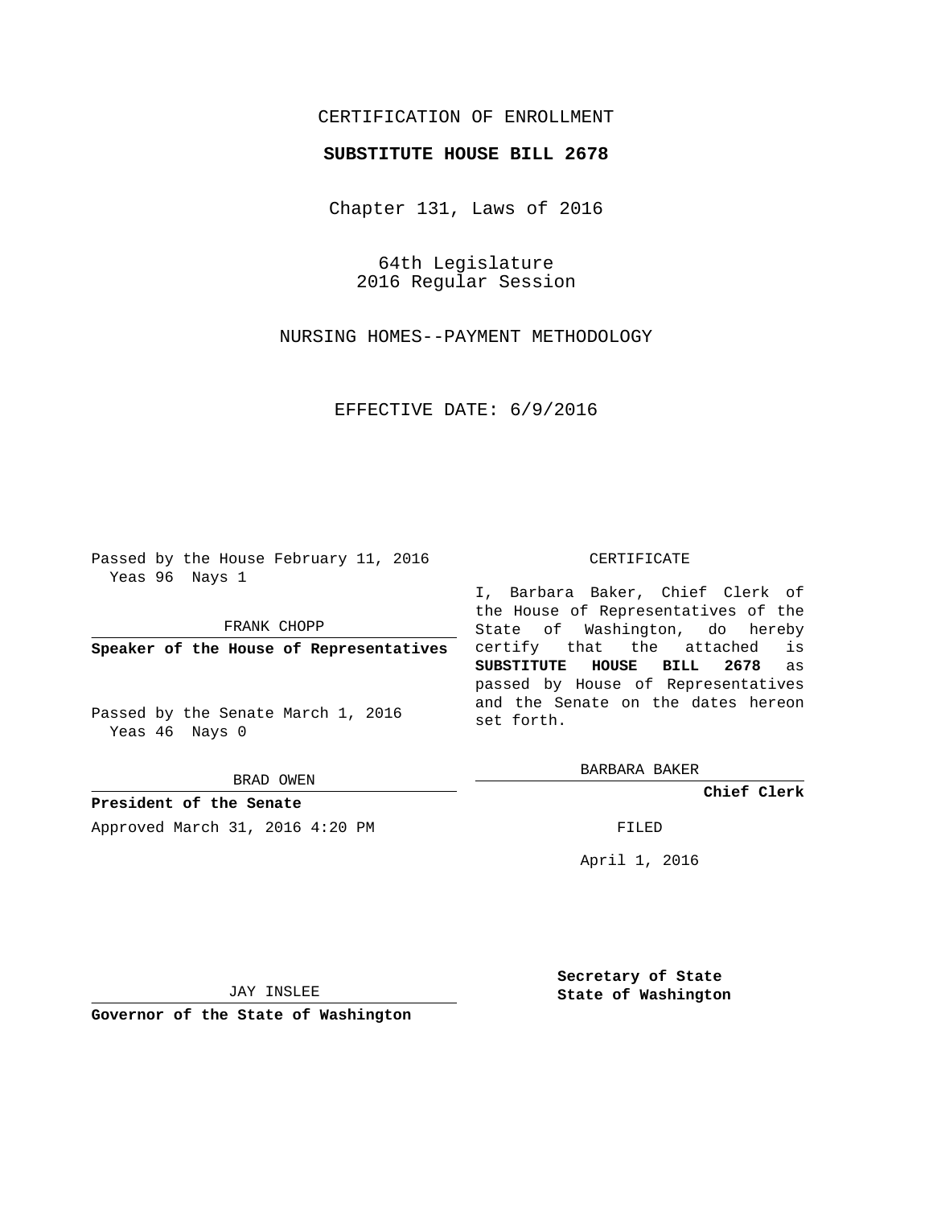CERTIFICATION OF ENROLLMENT

**SUBSTITUTE HOUSE BILL 2678**

Chapter 131, Laws of 2016

64th Legislature
2016 Regular Session

NURSING HOMES--PAYMENT METHODOLOGY

EFFECTIVE DATE: 6/9/2016

Passed by the House February 11, 2016
Yeas 96 Nays 1

FRANK CHOPP

**Speaker of the House of Representatives**

Passed by the Senate March 1, 2016
Yeas 46 Nays 0

BRAD OWEN

**President of the Senate**

Approved March 31, 2016 4:20 PM

JAY INSLEE

**Governor of the State of Washington**

CERTIFICATE

I, Barbara Baker, Chief Clerk of the House of Representatives of the State of Washington, do hereby certify that the attached is **SUBSTITUTE HOUSE BILL 2678** as passed by House of Representatives and the Senate on the dates hereon set forth.

BARBARA BAKER

**Chief Clerk**

FILED

April 1, 2016

**Secretary of State**
**State of Washington**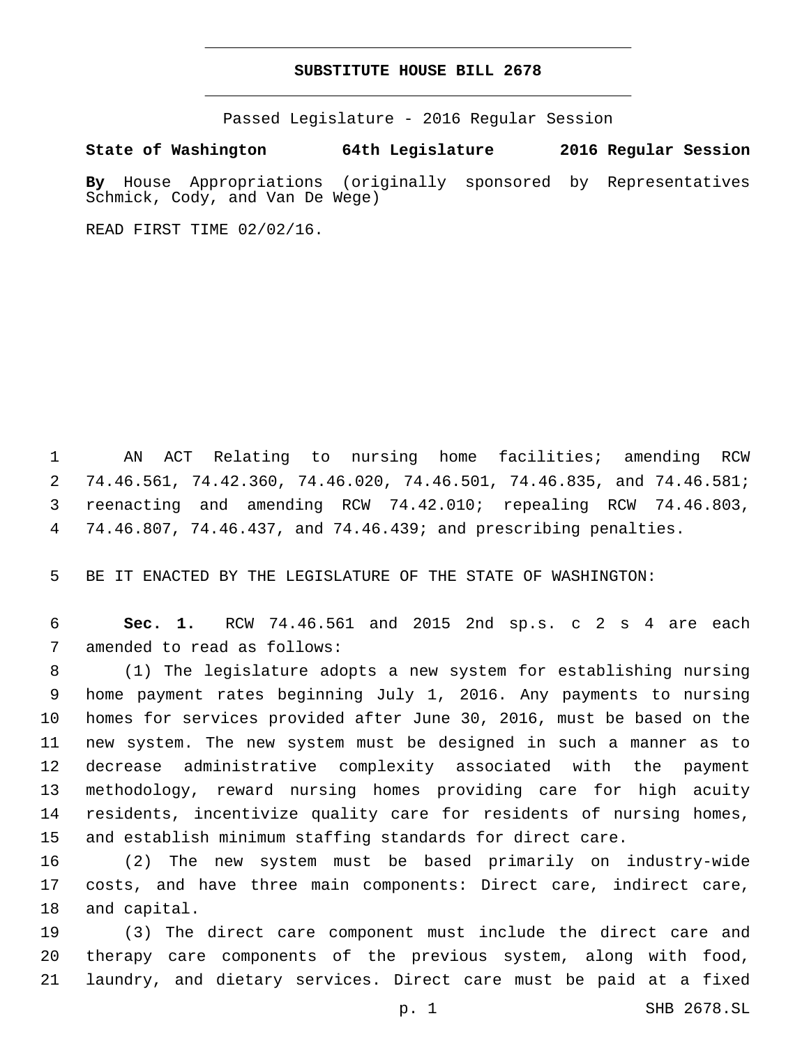# SUBSTITUTE HOUSE BILL 2678

Passed Legislature - 2016 Regular Session

**State of Washington 64th Legislature 2016 Regular Session**

**By** House Appropriations (originally sponsored by Representatives Schmick, Cody, and Van De Wege)

READ FIRST TIME 02/02/16.

AN ACT Relating to nursing home facilities; amending RCW 74.46.561, 74.42.360, 74.46.020, 74.46.501, 74.46.835, and 74.46.581; reenacting and amending RCW 74.42.010; repealing RCW 74.46.803, 74.46.807, 74.46.437, and 74.46.439; and prescribing penalties.

BE IT ENACTED BY THE LEGISLATURE OF THE STATE OF WASHINGTON:

**Sec. 1.** RCW 74.46.561 and 2015 2nd sp.s. c 2 s 4 are each amended to read as follows:

(1) The legislature adopts a new system for establishing nursing home payment rates beginning July 1, 2016. Any payments to nursing homes for services provided after June 30, 2016, must be based on the new system. The new system must be designed in such a manner as to decrease administrative complexity associated with the payment methodology, reward nursing homes providing care for high acuity residents, incentivize quality care for residents of nursing homes, and establish minimum staffing standards for direct care.

(2) The new system must be based primarily on industry-wide costs, and have three main components: Direct care, indirect care, and capital.

(3) The direct care component must include the direct care and therapy care components of the previous system, along with food, laundry, and dietary services. Direct care must be paid at a fixed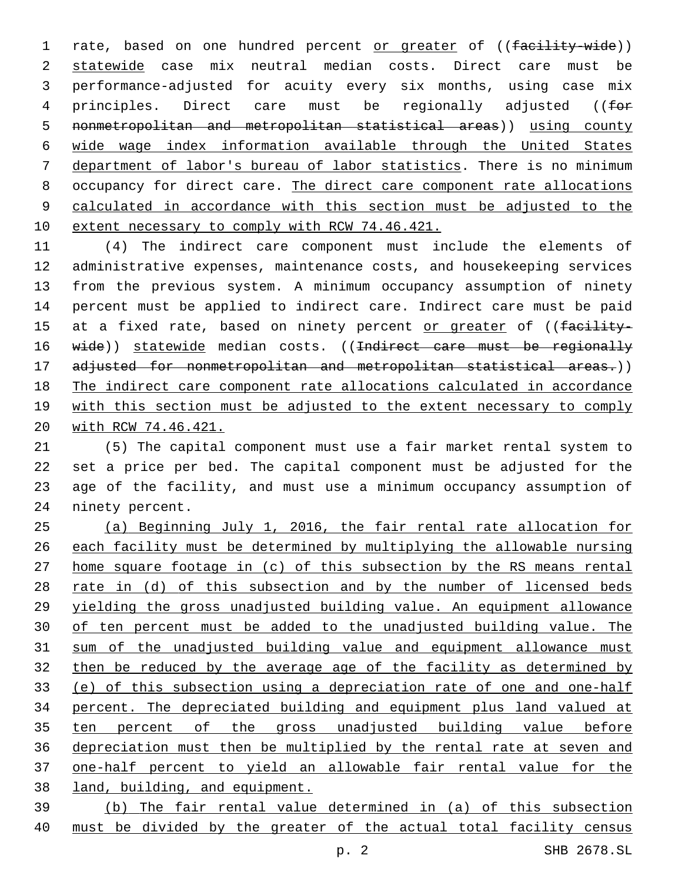rate, based on one hundred percent or greater of ((~~facility-wide~~)) statewide case mix neutral median costs. Direct care must be performance-adjusted for acuity every six months, using case mix principles. Direct care must be regionally adjusted ((~~for nonmetropolitan and metropolitan statistical areas~~)) using county wide wage index information available through the United States department of labor's bureau of labor statistics. There is no minimum occupancy for direct care. The direct care component rate allocations calculated in accordance with this section must be adjusted to the extent necessary to comply with RCW 74.46.421.

(4) The indirect care component must include the elements of administrative expenses, maintenance costs, and housekeeping services from the previous system. A minimum occupancy assumption of ninety percent must be applied to indirect care. Indirect care must be paid at a fixed rate, based on ninety percent or greater of ((~~facility-wide~~)) statewide median costs. ((~~Indirect care must be regionally adjusted for nonmetropolitan and metropolitan statistical areas.~~)) The indirect care component rate allocations calculated in accordance with this section must be adjusted to the extent necessary to comply with RCW 74.46.421.

(5) The capital component must use a fair market rental system to set a price per bed. The capital component must be adjusted for the age of the facility, and must use a minimum occupancy assumption of ninety percent.

(a) Beginning July 1, 2016, the fair rental rate allocation for each facility must be determined by multiplying the allowable nursing home square footage in (c) of this subsection by the RS means rental rate in (d) of this subsection and by the number of licensed beds yielding the gross unadjusted building value. An equipment allowance of ten percent must be added to the unadjusted building value. The sum of the unadjusted building value and equipment allowance must then be reduced by the average age of the facility as determined by (e) of this subsection using a depreciation rate of one and one-half percent. The depreciated building and equipment plus land valued at ten percent of the gross unadjusted building value before depreciation must then be multiplied by the rental rate at seven and one-half percent to yield an allowable fair rental value for the land, building, and equipment.

(b) The fair rental value determined in (a) of this subsection must be divided by the greater of the actual total facility census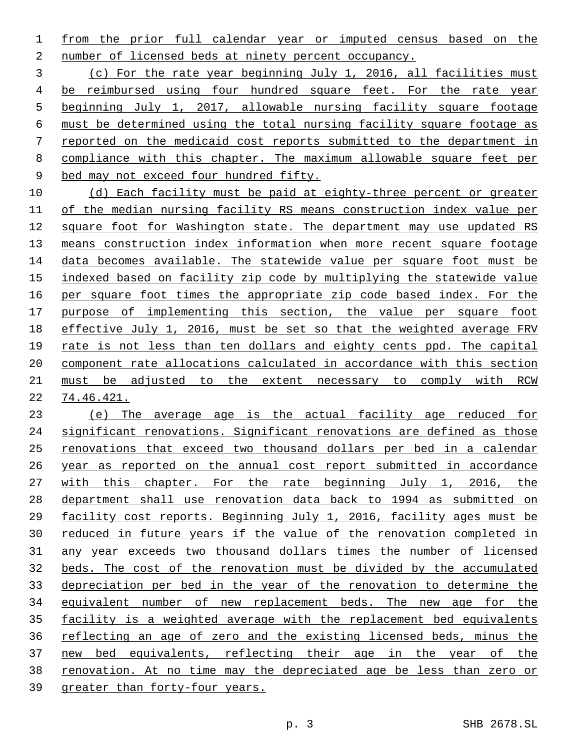from the prior full calendar year or imputed census based on the number of licensed beds at ninety percent occupancy.

(c) For the rate year beginning July 1, 2016, all facilities must be reimbursed using four hundred square feet. For the rate year beginning July 1, 2017, allowable nursing facility square footage must be determined using the total nursing facility square footage as reported on the medicaid cost reports submitted to the department in compliance with this chapter. The maximum allowable square feet per bed may not exceed four hundred fifty.

(d) Each facility must be paid at eighty-three percent or greater of the median nursing facility RS means construction index value per square foot for Washington state. The department may use updated RS means construction index information when more recent square footage data becomes available. The statewide value per square foot must be indexed based on facility zip code by multiplying the statewide value per square foot times the appropriate zip code based index. For the purpose of implementing this section, the value per square foot effective July 1, 2016, must be set so that the weighted average FRV rate is not less than ten dollars and eighty cents ppd. The capital component rate allocations calculated in accordance with this section must be adjusted to the extent necessary to comply with RCW 74.46.421.

(e) The average age is the actual facility age reduced for significant renovations. Significant renovations are defined as those renovations that exceed two thousand dollars per bed in a calendar year as reported on the annual cost report submitted in accordance with this chapter. For the rate beginning July 1, 2016, the department shall use renovation data back to 1994 as submitted on facility cost reports. Beginning July 1, 2016, facility ages must be reduced in future years if the value of the renovation completed in any year exceeds two thousand dollars times the number of licensed beds. The cost of the renovation must be divided by the accumulated depreciation per bed in the year of the renovation to determine the equivalent number of new replacement beds. The new age for the facility is a weighted average with the replacement bed equivalents reflecting an age of zero and the existing licensed beds, minus the new bed equivalents, reflecting their age in the year of the renovation. At no time may the depreciated age be less than zero or greater than forty-four years.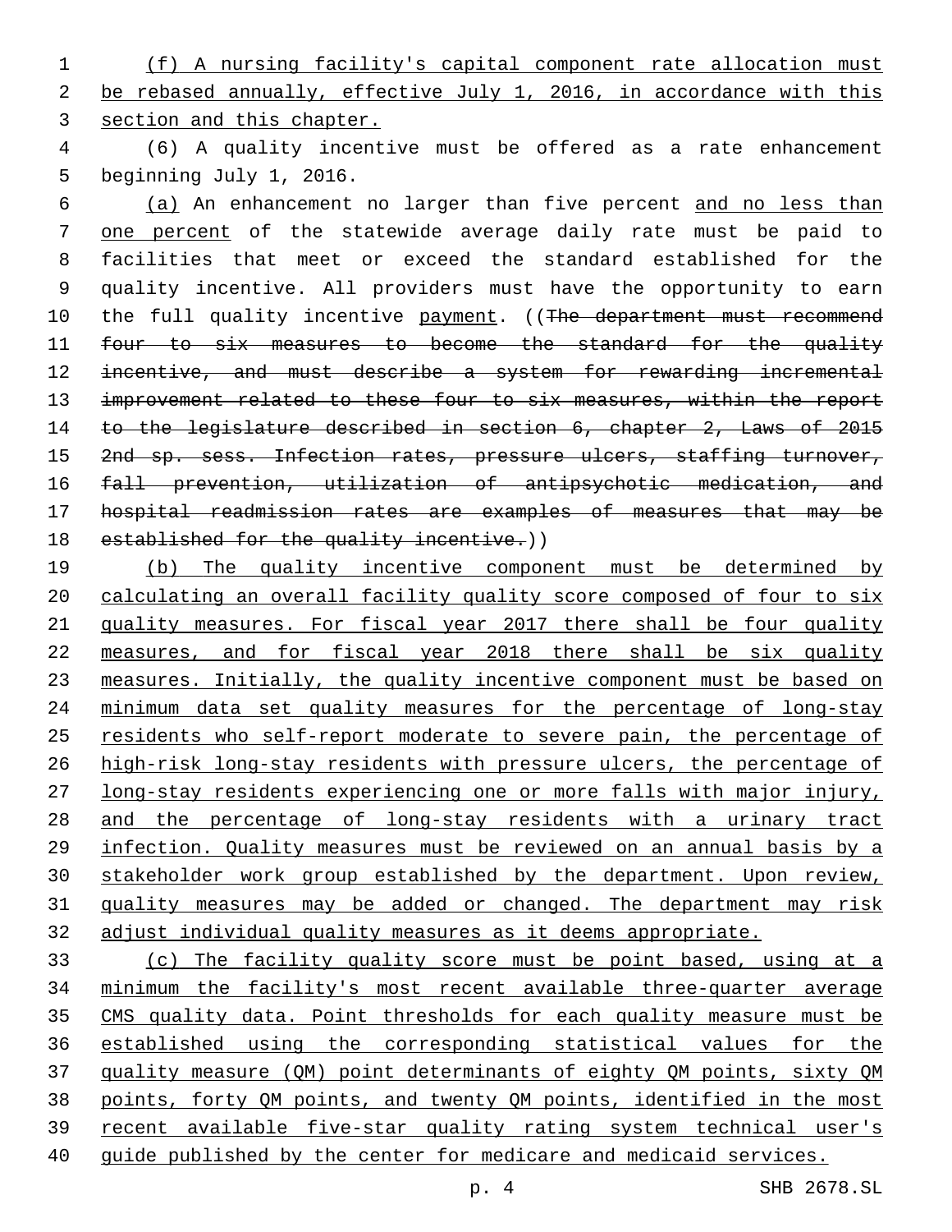(f) A nursing facility's capital component rate allocation must be rebased annually, effective July 1, 2016, in accordance with this section and this chapter.

(6) A quality incentive must be offered as a rate enhancement beginning July 1, 2016.

(a) An enhancement no larger than five percent and no less than one percent of the statewide average daily rate must be paid to facilities that meet or exceed the standard established for the quality incentive. All providers must have the opportunity to earn the full quality incentive payment. ((~~The department must recommend four to six measures to become the standard for the quality incentive, and must describe a system for rewarding incremental improvement related to these four to six measures, within the report to the legislature described in section 6, chapter 2, Laws of 2015 2nd sp. sess. Infection rates, pressure ulcers, staffing turnover, fall prevention, utilization of antipsychotic medication, and hospital readmission rates are examples of measures that may be established for the quality incentive.~~))

(b) The quality incentive component must be determined by calculating an overall facility quality score composed of four to six quality measures. For fiscal year 2017 there shall be four quality measures, and for fiscal year 2018 there shall be six quality measures. Initially, the quality incentive component must be based on minimum data set quality measures for the percentage of long-stay residents who self-report moderate to severe pain, the percentage of high-risk long-stay residents with pressure ulcers, the percentage of long-stay residents experiencing one or more falls with major injury, and the percentage of long-stay residents with a urinary tract infection. Quality measures must be reviewed on an annual basis by a stakeholder work group established by the department. Upon review, quality measures may be added or changed. The department may risk adjust individual quality measures as it deems appropriate.

(c) The facility quality score must be point based, using at a minimum the facility's most recent available three-quarter average CMS quality data. Point thresholds for each quality measure must be established using the corresponding statistical values for the quality measure (QM) point determinants of eighty QM points, sixty QM points, forty QM points, and twenty QM points, identified in the most recent available five-star quality rating system technical user's guide published by the center for medicare and medicaid services.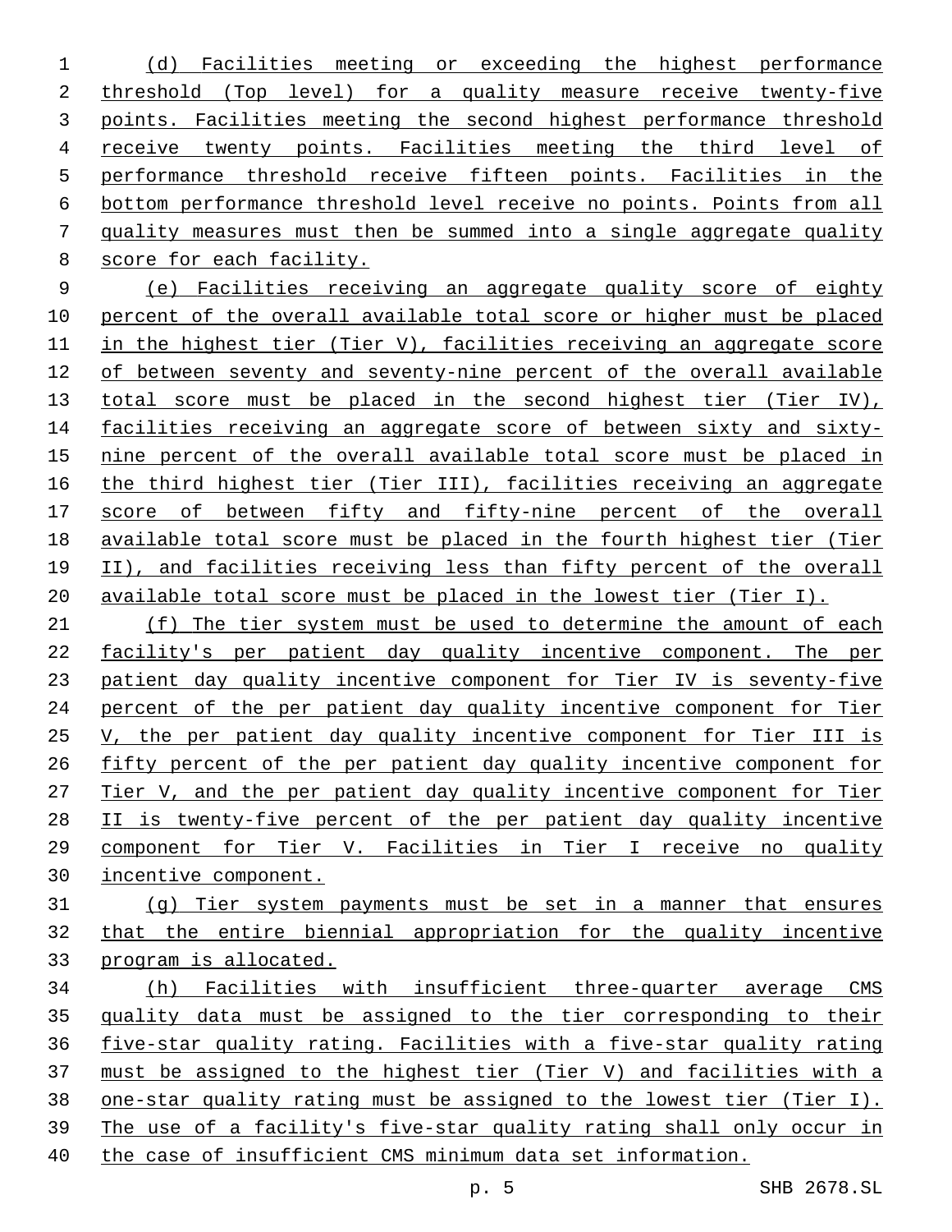(d) Facilities meeting or exceeding the highest performance threshold (Top level) for a quality measure receive twenty-five points. Facilities meeting the second highest performance threshold receive twenty points. Facilities meeting the third level of performance threshold receive fifteen points. Facilities in the bottom performance threshold level receive no points. Points from all quality measures must then be summed into a single aggregate quality score for each facility.

(e) Facilities receiving an aggregate quality score of eighty percent of the overall available total score or higher must be placed in the highest tier (Tier V), facilities receiving an aggregate score of between seventy and seventy-nine percent of the overall available total score must be placed in the second highest tier (Tier IV), facilities receiving an aggregate score of between sixty and sixty-nine percent of the overall available total score must be placed in the third highest tier (Tier III), facilities receiving an aggregate score of between fifty and fifty-nine percent of the overall available total score must be placed in the fourth highest tier (Tier II), and facilities receiving less than fifty percent of the overall available total score must be placed in the lowest tier (Tier I).

(f) The tier system must be used to determine the amount of each facility's per patient day quality incentive component. The per patient day quality incentive component for Tier IV is seventy-five percent of the per patient day quality incentive component for Tier V, the per patient day quality incentive component for Tier III is fifty percent of the per patient day quality incentive component for Tier V, and the per patient day quality incentive component for Tier II is twenty-five percent of the per patient day quality incentive component for Tier V. Facilities in Tier I receive no quality incentive component.

(g) Tier system payments must be set in a manner that ensures that the entire biennial appropriation for the quality incentive program is allocated.

(h) Facilities with insufficient three-quarter average CMS quality data must be assigned to the tier corresponding to their five-star quality rating. Facilities with a five-star quality rating must be assigned to the highest tier (Tier V) and facilities with a one-star quality rating must be assigned to the lowest tier (Tier I). The use of a facility's five-star quality rating shall only occur in the case of insufficient CMS minimum data set information.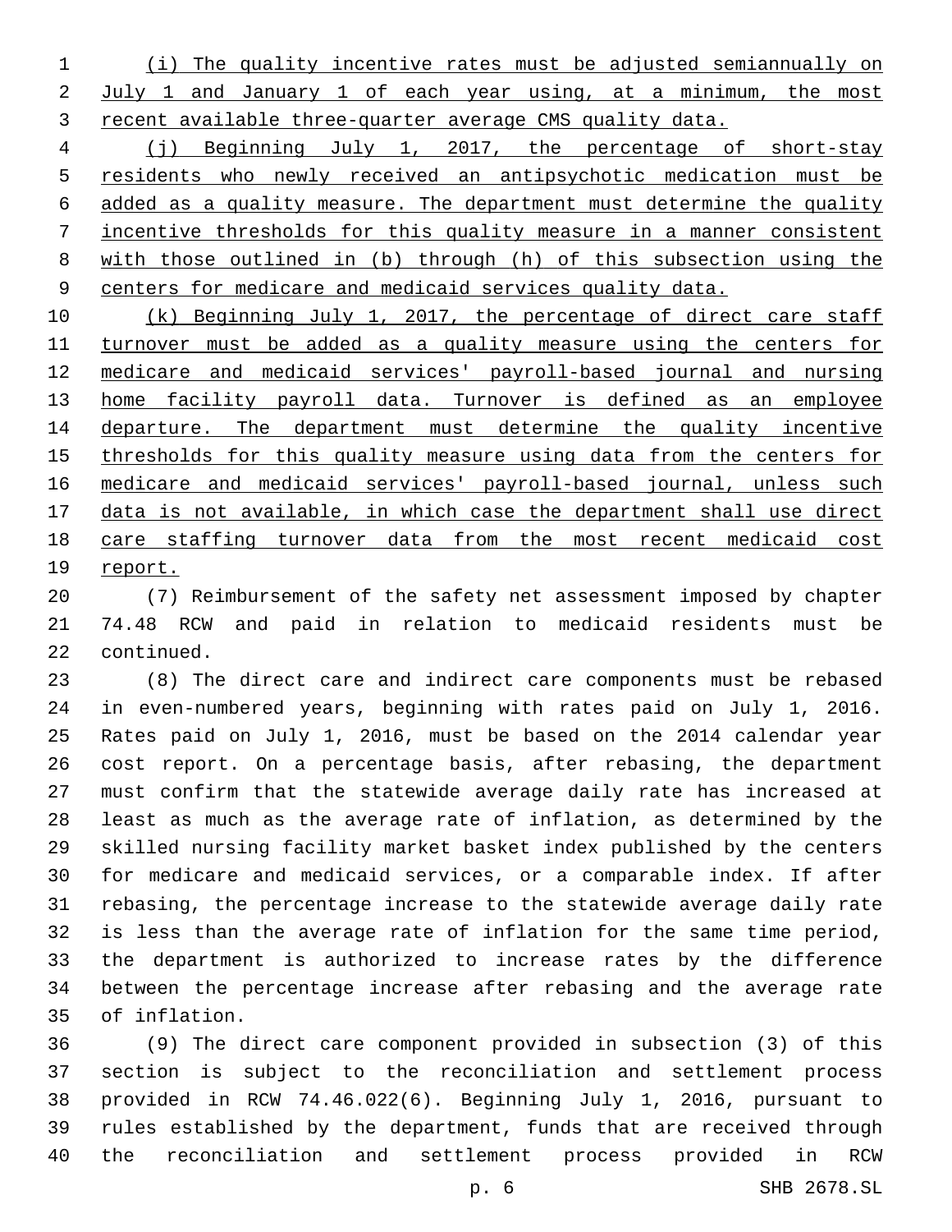(i) The quality incentive rates must be adjusted semiannually on July 1 and January 1 of each year using, at a minimum, the most recent available three-quarter average CMS quality data.

(j) Beginning July 1, 2017, the percentage of short-stay residents who newly received an antipsychotic medication must be added as a quality measure. The department must determine the quality incentive thresholds for this quality measure in a manner consistent with those outlined in (b) through (h) of this subsection using the centers for medicare and medicaid services quality data.

(k) Beginning July 1, 2017, the percentage of direct care staff turnover must be added as a quality measure using the centers for medicare and medicaid services' payroll-based journal and nursing home facility payroll data. Turnover is defined as an employee departure. The department must determine the quality incentive thresholds for this quality measure using data from the centers for medicare and medicaid services' payroll-based journal, unless such data is not available, in which case the department shall use direct care staffing turnover data from the most recent medicaid cost report.

(7) Reimbursement of the safety net assessment imposed by chapter 74.48 RCW and paid in relation to medicaid residents must be continued.

(8) The direct care and indirect care components must be rebased in even-numbered years, beginning with rates paid on July 1, 2016. Rates paid on July 1, 2016, must be based on the 2014 calendar year cost report. On a percentage basis, after rebasing, the department must confirm that the statewide average daily rate has increased at least as much as the average rate of inflation, as determined by the skilled nursing facility market basket index published by the centers for medicare and medicaid services, or a comparable index. If after rebasing, the percentage increase to the statewide average daily rate is less than the average rate of inflation for the same time period, the department is authorized to increase rates by the difference between the percentage increase after rebasing and the average rate of inflation.

(9) The direct care component provided in subsection (3) of this section is subject to the reconciliation and settlement process provided in RCW 74.46.022(6). Beginning July 1, 2016, pursuant to rules established by the department, funds that are received through the reconciliation and settlement process provided in RCW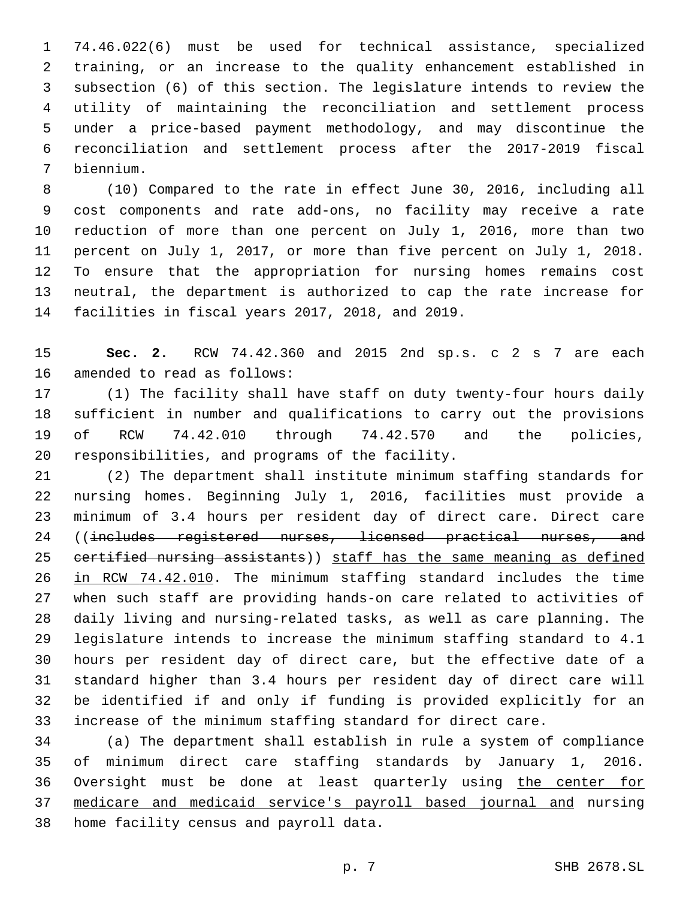74.46.022(6) must be used for technical assistance, specialized training, or an increase to the quality enhancement established in subsection (6) of this section. The legislature intends to review the utility of maintaining the reconciliation and settlement process under a price-based payment methodology, and may discontinue the reconciliation and settlement process after the 2017-2019 fiscal biennium.

(10) Compared to the rate in effect June 30, 2016, including all cost components and rate add-ons, no facility may receive a rate reduction of more than one percent on July 1, 2016, more than two percent on July 1, 2017, or more than five percent on July 1, 2018. To ensure that the appropriation for nursing homes remains cost neutral, the department is authorized to cap the rate increase for facilities in fiscal years 2017, 2018, and 2019.

**Sec. 2.** RCW 74.42.360 and 2015 2nd sp.s. c 2 s 7 are each amended to read as follows:

(1) The facility shall have staff on duty twenty-four hours daily sufficient in number and qualifications to carry out the provisions of RCW 74.42.010 through 74.42.570 and the policies, responsibilities, and programs of the facility.

(2) The department shall institute minimum staffing standards for nursing homes. Beginning July 1, 2016, facilities must provide a minimum of 3.4 hours per resident day of direct care. Direct care ((~~includes registered nurses, licensed practical nurses, and certified nursing assistants~~)) <u>staff has the same meaning as defined in RCW 74.42.010</u>. The minimum staffing standard includes the time when such staff are providing hands-on care related to activities of daily living and nursing-related tasks, as well as care planning. The legislature intends to increase the minimum staffing standard to 4.1 hours per resident day of direct care, but the effective date of a standard higher than 3.4 hours per resident day of direct care will be identified if and only if funding is provided explicitly for an increase of the minimum staffing standard for direct care.

(a) The department shall establish in rule a system of compliance of minimum direct care staffing standards by January 1, 2016. Oversight must be done at least quarterly using <u>the center for medicare and medicaid service's payroll based journal and</u> nursing home facility census and payroll data.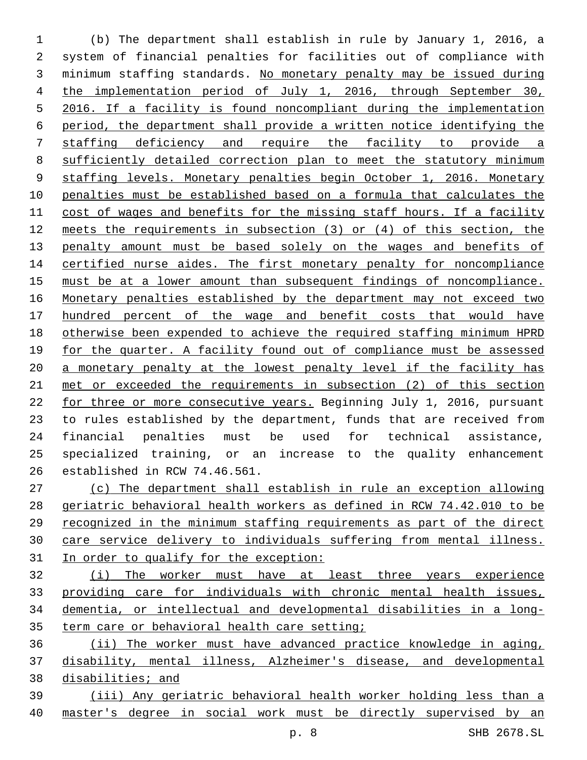(b) The department shall establish in rule by January 1, 2016, a system of financial penalties for facilities out of compliance with minimum staffing standards. No monetary penalty may be issued during the implementation period of July 1, 2016, through September 30, 2016. If a facility is found noncompliant during the implementation period, the department shall provide a written notice identifying the staffing deficiency and require the facility to provide a sufficiently detailed correction plan to meet the statutory minimum staffing levels. Monetary penalties begin October 1, 2016. Monetary penalties must be established based on a formula that calculates the cost of wages and benefits for the missing staff hours. If a facility meets the requirements in subsection (3) or (4) of this section, the penalty amount must be based solely on the wages and benefits of certified nurse aides. The first monetary penalty for noncompliance must be at a lower amount than subsequent findings of noncompliance. Monetary penalties established by the department may not exceed two hundred percent of the wage and benefit costs that would have otherwise been expended to achieve the required staffing minimum HPRD for the quarter. A facility found out of compliance must be assessed a monetary penalty at the lowest penalty level if the facility has met or exceeded the requirements in subsection (2) of this section for three or more consecutive years. Beginning July 1, 2016, pursuant to rules established by the department, funds that are received from financial penalties must be used for technical assistance, specialized training, or an increase to the quality enhancement established in RCW 74.46.561.

(c) The department shall establish in rule an exception allowing geriatric behavioral health workers as defined in RCW 74.42.010 to be recognized in the minimum staffing requirements as part of the direct care service delivery to individuals suffering from mental illness. In order to qualify for the exception:

(i) The worker must have at least three years experience providing care for individuals with chronic mental health issues, dementia, or intellectual and developmental disabilities in a long-term care or behavioral health care setting;

(ii) The worker must have advanced practice knowledge in aging, disability, mental illness, Alzheimer's disease, and developmental disabilities; and

(iii) Any geriatric behavioral health worker holding less than a master's degree in social work must be directly supervised by an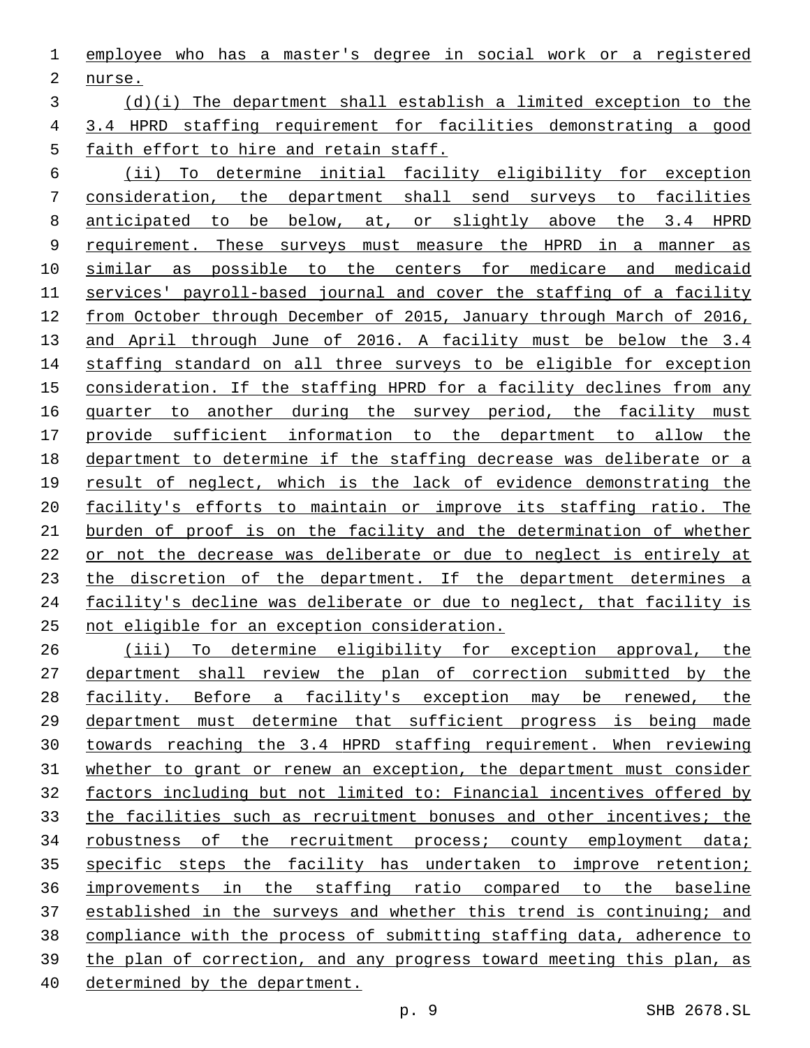employee who has a master's degree in social work or a registered nurse.

(d)(i) The department shall establish a limited exception to the 3.4 HPRD staffing requirement for facilities demonstrating a good faith effort to hire and retain staff.

(ii) To determine initial facility eligibility for exception consideration, the department shall send surveys to facilities anticipated to be below, at, or slightly above the 3.4 HPRD requirement. These surveys must measure the HPRD in a manner as similar as possible to the centers for medicare and medicaid services' payroll-based journal and cover the staffing of a facility from October through December of 2015, January through March of 2016, and April through June of 2016. A facility must be below the 3.4 staffing standard on all three surveys to be eligible for exception consideration. If the staffing HPRD for a facility declines from any quarter to another during the survey period, the facility must provide sufficient information to the department to allow the department to determine if the staffing decrease was deliberate or a result of neglect, which is the lack of evidence demonstrating the facility's efforts to maintain or improve its staffing ratio. The burden of proof is on the facility and the determination of whether or not the decrease was deliberate or due to neglect is entirely at the discretion of the department. If the department determines a facility's decline was deliberate or due to neglect, that facility is not eligible for an exception consideration.

(iii) To determine eligibility for exception approval, the department shall review the plan of correction submitted by the facility. Before a facility's exception may be renewed, the department must determine that sufficient progress is being made towards reaching the 3.4 HPRD staffing requirement. When reviewing whether to grant or renew an exception, the department must consider factors including but not limited to: Financial incentives offered by the facilities such as recruitment bonuses and other incentives; the robustness of the recruitment process; county employment data; specific steps the facility has undertaken to improve retention; improvements in the staffing ratio compared to the baseline established in the surveys and whether this trend is continuing; and compliance with the process of submitting staffing data, adherence to the plan of correction, and any progress toward meeting this plan, as determined by the department.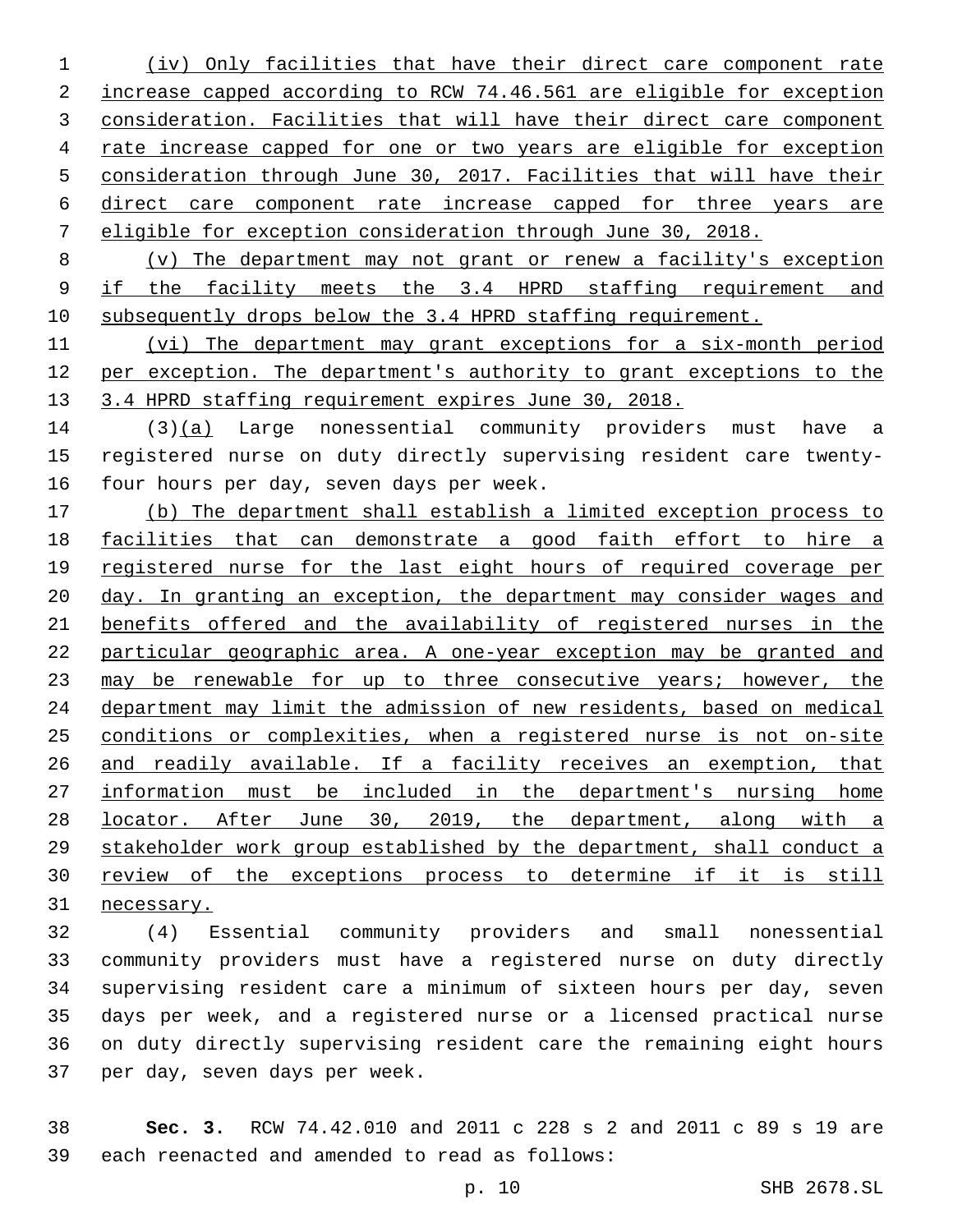(iv) Only facilities that have their direct care component rate increase capped according to RCW 74.46.561 are eligible for exception consideration. Facilities that will have their direct care component rate increase capped for one or two years are eligible for exception consideration through June 30, 2017. Facilities that will have their direct care component rate increase capped for three years are eligible for exception consideration through June 30, 2018.

(v) The department may not grant or renew a facility's exception if the facility meets the 3.4 HPRD staffing requirement and subsequently drops below the 3.4 HPRD staffing requirement.

(vi) The department may grant exceptions for a six-month period per exception. The department's authority to grant exceptions to the 3.4 HPRD staffing requirement expires June 30, 2018.

(3)(a) Large nonessential community providers must have a registered nurse on duty directly supervising resident care twenty-four hours per day, seven days per week.

(b) The department shall establish a limited exception process to facilities that can demonstrate a good faith effort to hire a registered nurse for the last eight hours of required coverage per day. In granting an exception, the department may consider wages and benefits offered and the availability of registered nurses in the particular geographic area. A one-year exception may be granted and may be renewable for up to three consecutive years; however, the department may limit the admission of new residents, based on medical conditions or complexities, when a registered nurse is not on-site and readily available. If a facility receives an exemption, that information must be included in the department's nursing home locator. After June 30, 2019, the department, along with a stakeholder work group established by the department, shall conduct a review of the exceptions process to determine if it is still necessary.

(4) Essential community providers and small nonessential community providers must have a registered nurse on duty directly supervising resident care a minimum of sixteen hours per day, seven days per week, and a registered nurse or a licensed practical nurse on duty directly supervising resident care the remaining eight hours per day, seven days per week.

**Sec. 3.** RCW 74.42.010 and 2011 c 228 s 2 and 2011 c 89 s 19 are each reenacted and amended to read as follows: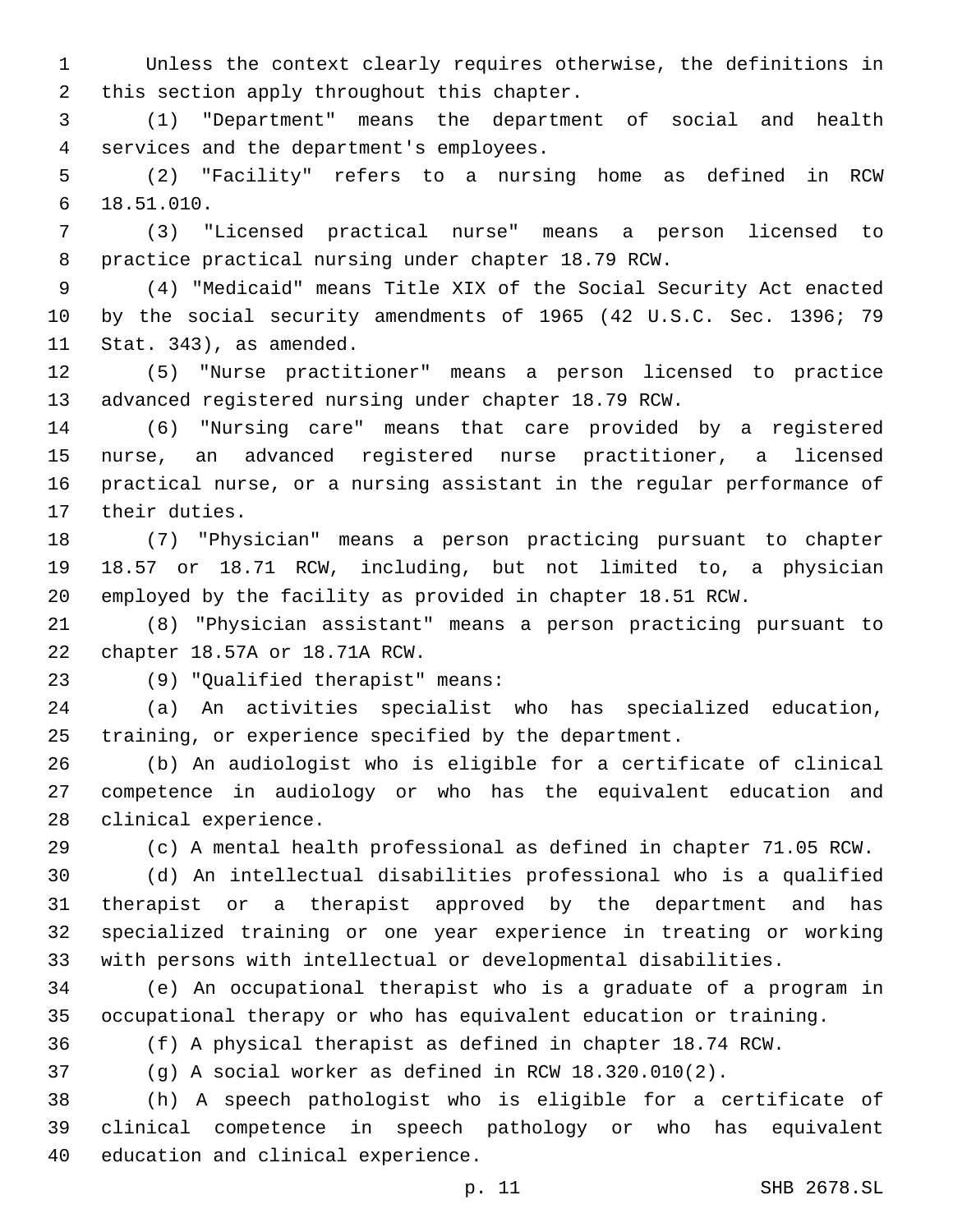Unless the context clearly requires otherwise, the definitions in this section apply throughout this chapter.

(1) "Department" means the department of social and health services and the department's employees.

(2) "Facility" refers to a nursing home as defined in RCW 18.51.010.

(3) "Licensed practical nurse" means a person licensed to practice practical nursing under chapter 18.79 RCW.

(4) "Medicaid" means Title XIX of the Social Security Act enacted by the social security amendments of 1965 (42 U.S.C. Sec. 1396; 79 Stat. 343), as amended.

(5) "Nurse practitioner" means a person licensed to practice advanced registered nursing under chapter 18.79 RCW.

(6) "Nursing care" means that care provided by a registered nurse, an advanced registered nurse practitioner, a licensed practical nurse, or a nursing assistant in the regular performance of their duties.

(7) "Physician" means a person practicing pursuant to chapter 18.57 or 18.71 RCW, including, but not limited to, a physician employed by the facility as provided in chapter 18.51 RCW.

(8) "Physician assistant" means a person practicing pursuant to chapter 18.57A or 18.71A RCW.

(9) "Qualified therapist" means:

(a) An activities specialist who has specialized education, training, or experience specified by the department.

(b) An audiologist who is eligible for a certificate of clinical competence in audiology or who has the equivalent education and clinical experience.

(c) A mental health professional as defined in chapter 71.05 RCW.

(d) An intellectual disabilities professional who is a qualified therapist or a therapist approved by the department and has specialized training or one year experience in treating or working with persons with intellectual or developmental disabilities.

(e) An occupational therapist who is a graduate of a program in occupational therapy or who has equivalent education or training.

(f) A physical therapist as defined in chapter 18.74 RCW.

(g) A social worker as defined in RCW 18.320.010(2).

(h) A speech pathologist who is eligible for a certificate of clinical competence in speech pathology or who has equivalent education and clinical experience.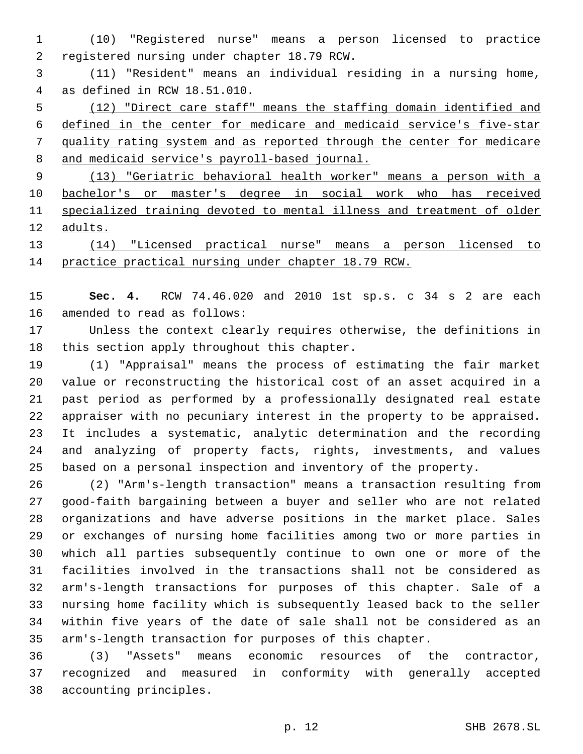(10) "Registered nurse" means a person licensed to practice registered nursing under chapter 18.79 RCW.

(11) "Resident" means an individual residing in a nursing home, as defined in RCW 18.51.010.

(12) "Direct care staff" means the staffing domain identified and defined in the center for medicare and medicaid service's five-star quality rating system and as reported through the center for medicare and medicaid service's payroll-based journal.

(13) "Geriatric behavioral health worker" means a person with a bachelor's or master's degree in social work who has received specialized training devoted to mental illness and treatment of older adults.

(14) "Licensed practical nurse" means a person licensed to practice practical nursing under chapter 18.79 RCW.

**Sec. 4.** RCW 74.46.020 and 2010 1st sp.s. c 34 s 2 are each amended to read as follows:

Unless the context clearly requires otherwise, the definitions in this section apply throughout this chapter.

(1) "Appraisal" means the process of estimating the fair market value or reconstructing the historical cost of an asset acquired in a past period as performed by a professionally designated real estate appraiser with no pecuniary interest in the property to be appraised. It includes a systematic, analytic determination and the recording and analyzing of property facts, rights, investments, and values based on a personal inspection and inventory of the property.

(2) "Arm's-length transaction" means a transaction resulting from good-faith bargaining between a buyer and seller who are not related organizations and have adverse positions in the market place. Sales or exchanges of nursing home facilities among two or more parties in which all parties subsequently continue to own one or more of the facilities involved in the transactions shall not be considered as arm's-length transactions for purposes of this chapter. Sale of a nursing home facility which is subsequently leased back to the seller within five years of the date of sale shall not be considered as an arm's-length transaction for purposes of this chapter.

(3) "Assets" means economic resources of the contractor, recognized and measured in conformity with generally accepted accounting principles.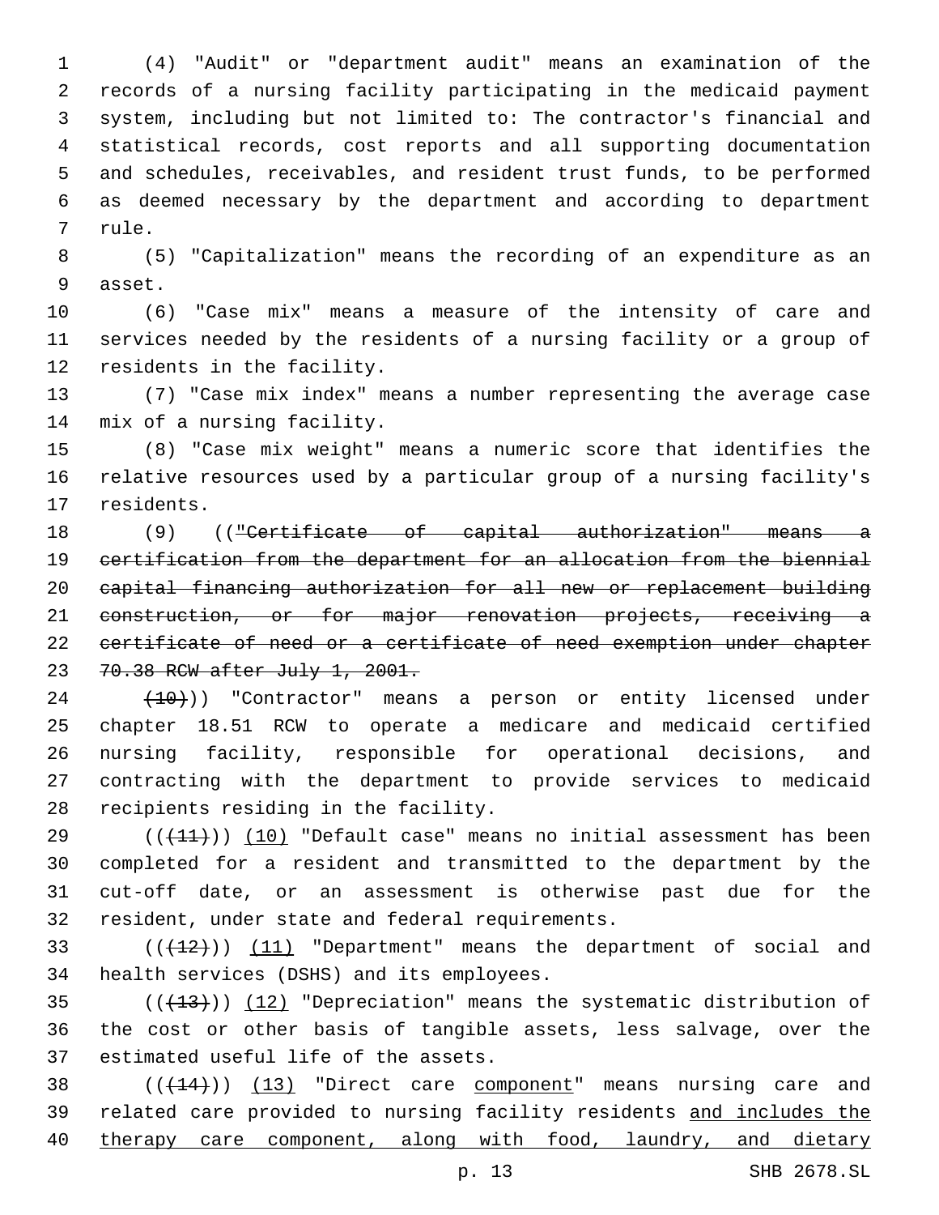(4) "Audit" or "department audit" means an examination of the records of a nursing facility participating in the medicaid payment system, including but not limited to: The contractor's financial and statistical records, cost reports and all supporting documentation and schedules, receivables, and resident trust funds, to be performed as deemed necessary by the department and according to department rule.

(5) "Capitalization" means the recording of an expenditure as an asset.

(6) "Case mix" means a measure of the intensity of care and services needed by the residents of a nursing facility or a group of residents in the facility.

(7) "Case mix index" means a number representing the average case mix of a nursing facility.

(8) "Case mix weight" means a numeric score that identifies the relative resources used by a particular group of a nursing facility's residents.

(9) ((~~"Certificate of capital authorization" means a certification from the department for an allocation from the biennial capital financing authorization for all new or replacement building construction, or for major renovation projects, receiving a certificate of need or a certificate of need exemption under chapter 70.38 RCW after July 1, 2001.~~

~~(10)~~)) "Contractor" means a person or entity licensed under chapter 18.51 RCW to operate a medicare and medicaid certified nursing facility, responsible for operational decisions, and contracting with the department to provide services to medicaid recipients residing in the facility.

((~~(11)~~)) (10) "Default case" means no initial assessment has been completed for a resident and transmitted to the department by the cut-off date, or an assessment is otherwise past due for the resident, under state and federal requirements.

((~~(12)~~)) (11) "Department" means the department of social and health services (DSHS) and its employees.

((~~(13)~~)) (12) "Depreciation" means the systematic distribution of the cost or other basis of tangible assets, less salvage, over the estimated useful life of the assets.

((~~(14)~~)) (13) "Direct care component" means nursing care and related care provided to nursing facility residents and includes the therapy care component, along with food, laundry, and dietary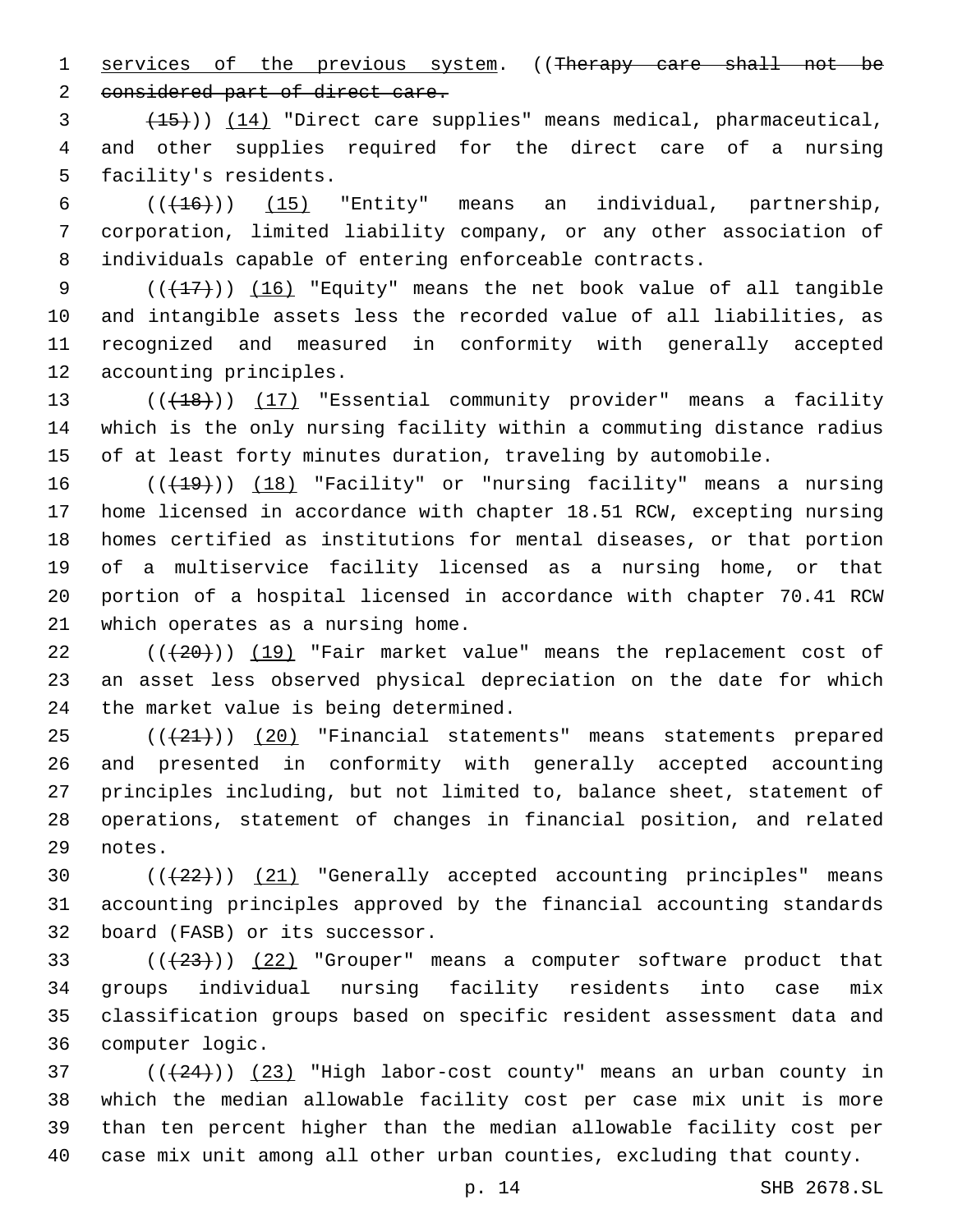services of the previous system. ((~~Therapy care shall not be considered part of direct care.~~

~~(15)~~)) (14) "Direct care supplies" means medical, pharmaceutical, and other supplies required for the direct care of a nursing facility's residents.

((~~(16)~~)) (15) "Entity" means an individual, partnership, corporation, limited liability company, or any other association of individuals capable of entering enforceable contracts.

((~~(17)~~)) (16) "Equity" means the net book value of all tangible and intangible assets less the recorded value of all liabilities, as recognized and measured in conformity with generally accepted accounting principles.

((~~(18)~~)) (17) "Essential community provider" means a facility which is the only nursing facility within a commuting distance radius of at least forty minutes duration, traveling by automobile.

((~~(19)~~)) (18) "Facility" or "nursing facility" means a nursing home licensed in accordance with chapter 18.51 RCW, excepting nursing homes certified as institutions for mental diseases, or that portion of a multiservice facility licensed as a nursing home, or that portion of a hospital licensed in accordance with chapter 70.41 RCW which operates as a nursing home.

((~~(20)~~)) (19) "Fair market value" means the replacement cost of an asset less observed physical depreciation on the date for which the market value is being determined.

((~~(21)~~)) (20) "Financial statements" means statements prepared and presented in conformity with generally accepted accounting principles including, but not limited to, balance sheet, statement of operations, statement of changes in financial position, and related notes.

((~~(22)~~)) (21) "Generally accepted accounting principles" means accounting principles approved by the financial accounting standards board (FASB) or its successor.

((~~(23)~~)) (22) "Grouper" means a computer software product that groups individual nursing facility residents into case mix classification groups based on specific resident assessment data and computer logic.

((~~(24)~~)) (23) "High labor-cost county" means an urban county in which the median allowable facility cost per case mix unit is more than ten percent higher than the median allowable facility cost per case mix unit among all other urban counties, excluding that county.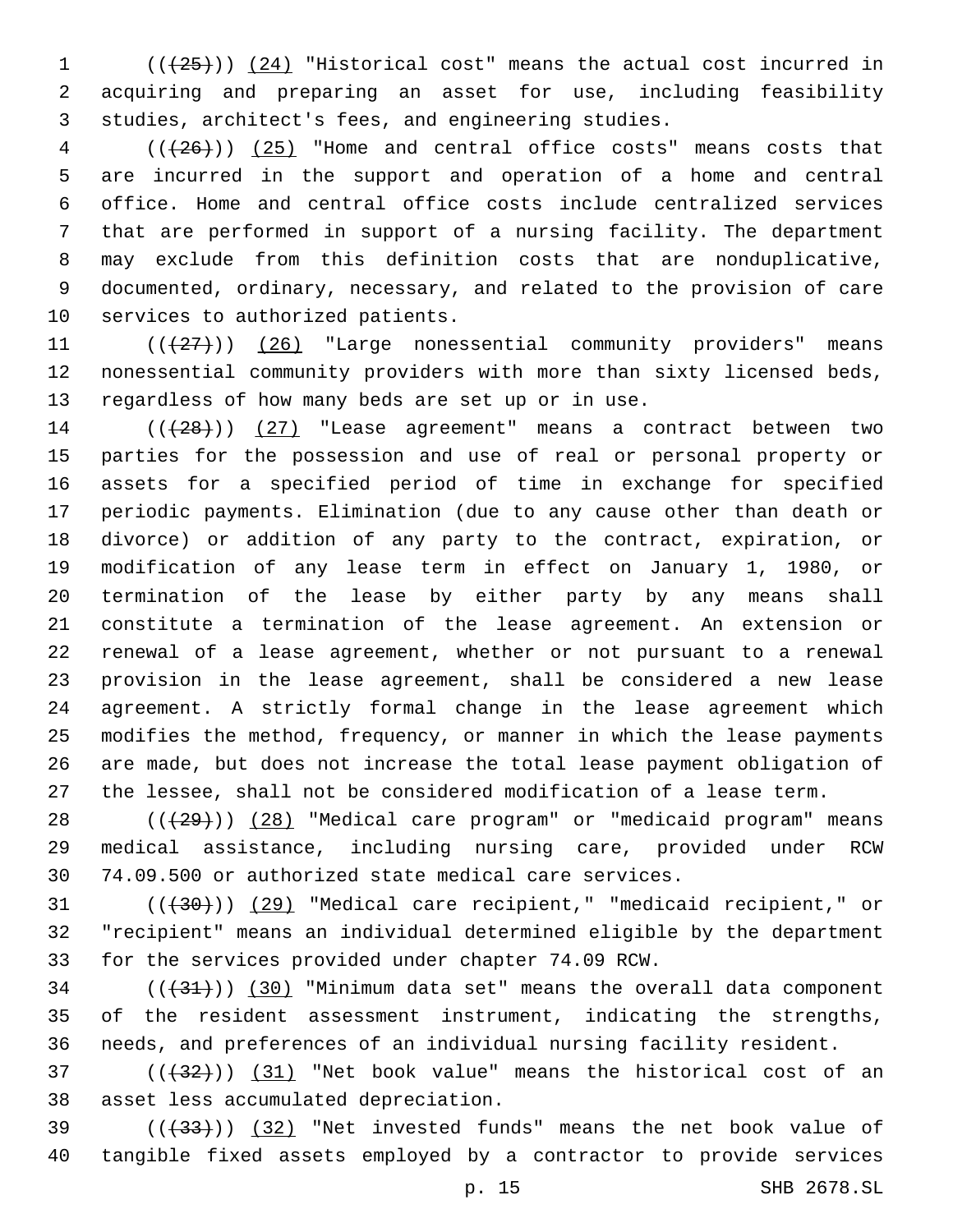((~~(25)~~)) (24) "Historical cost" means the actual cost incurred in acquiring and preparing an asset for use, including feasibility studies, architect's fees, and engineering studies.

((~~(26)~~)) (25) "Home and central office costs" means costs that are incurred in the support and operation of a home and central office. Home and central office costs include centralized services that are performed in support of a nursing facility. The department may exclude from this definition costs that are nonduplicative, documented, ordinary, necessary, and related to the provision of care services to authorized patients.

((~~(27)~~)) (26) "Large nonessential community providers" means nonessential community providers with more than sixty licensed beds, regardless of how many beds are set up or in use.

((~~(28)~~)) (27) "Lease agreement" means a contract between two parties for the possession and use of real or personal property or assets for a specified period of time in exchange for specified periodic payments. Elimination (due to any cause other than death or divorce) or addition of any party to the contract, expiration, or modification of any lease term in effect on January 1, 1980, or termination of the lease by either party by any means shall constitute a termination of the lease agreement. An extension or renewal of a lease agreement, whether or not pursuant to a renewal provision in the lease agreement, shall be considered a new lease agreement. A strictly formal change in the lease agreement which modifies the method, frequency, or manner in which the lease payments are made, but does not increase the total lease payment obligation of the lessee, shall not be considered modification of a lease term.

((~~(29)~~)) (28) "Medical care program" or "medicaid program" means medical assistance, including nursing care, provided under RCW 74.09.500 or authorized state medical care services.

((~~(30)~~)) (29) "Medical care recipient," "medicaid recipient," or "recipient" means an individual determined eligible by the department for the services provided under chapter 74.09 RCW.

((~~(31)~~)) (30) "Minimum data set" means the overall data component of the resident assessment instrument, indicating the strengths, needs, and preferences of an individual nursing facility resident.

((~~(32)~~)) (31) "Net book value" means the historical cost of an asset less accumulated depreciation.

((~~(33)~~)) (32) "Net invested funds" means the net book value of tangible fixed assets employed by a contractor to provide services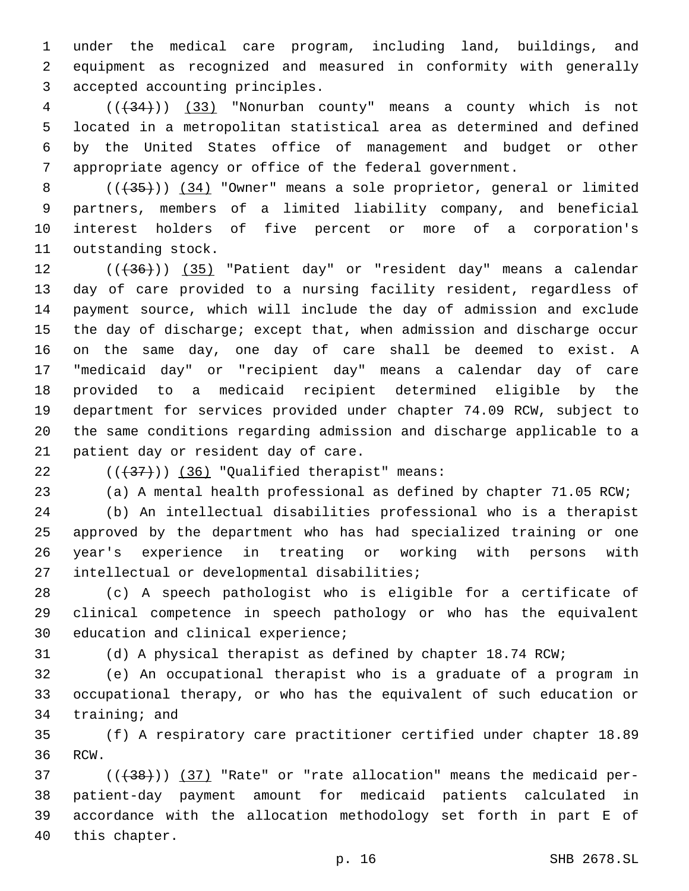under the medical care program, including land, buildings, and equipment as recognized and measured in conformity with generally accepted accounting principles.

(((34))) (33) "Nonurban county" means a county which is not located in a metropolitan statistical area as determined and defined by the United States office of management and budget or other appropriate agency or office of the federal government.

(((35))) (34) "Owner" means a sole proprietor, general or limited partners, members of a limited liability company, and beneficial interest holders of five percent or more of a corporation's outstanding stock.

(((36))) (35) "Patient day" or "resident day" means a calendar day of care provided to a nursing facility resident, regardless of payment source, which will include the day of admission and exclude the day of discharge; except that, when admission and discharge occur on the same day, one day of care shall be deemed to exist. A "medicaid day" or "recipient day" means a calendar day of care provided to a medicaid recipient determined eligible by the department for services provided under chapter 74.09 RCW, subject to the same conditions regarding admission and discharge applicable to a patient day or resident day of care.

(((37))) (36) "Qualified therapist" means:

(a) A mental health professional as defined by chapter 71.05 RCW;

(b) An intellectual disabilities professional who is a therapist approved by the department who has had specialized training or one year's experience in treating or working with persons with intellectual or developmental disabilities;

(c) A speech pathologist who is eligible for a certificate of clinical competence in speech pathology or who has the equivalent education and clinical experience;

(d) A physical therapist as defined by chapter 18.74 RCW;

(e) An occupational therapist who is a graduate of a program in occupational therapy, or who has the equivalent of such education or training; and

(f) A respiratory care practitioner certified under chapter 18.89 RCW.

(((38))) (37) "Rate" or "rate allocation" means the medicaid per-patient-day payment amount for medicaid patients calculated in accordance with the allocation methodology set forth in part E of this chapter.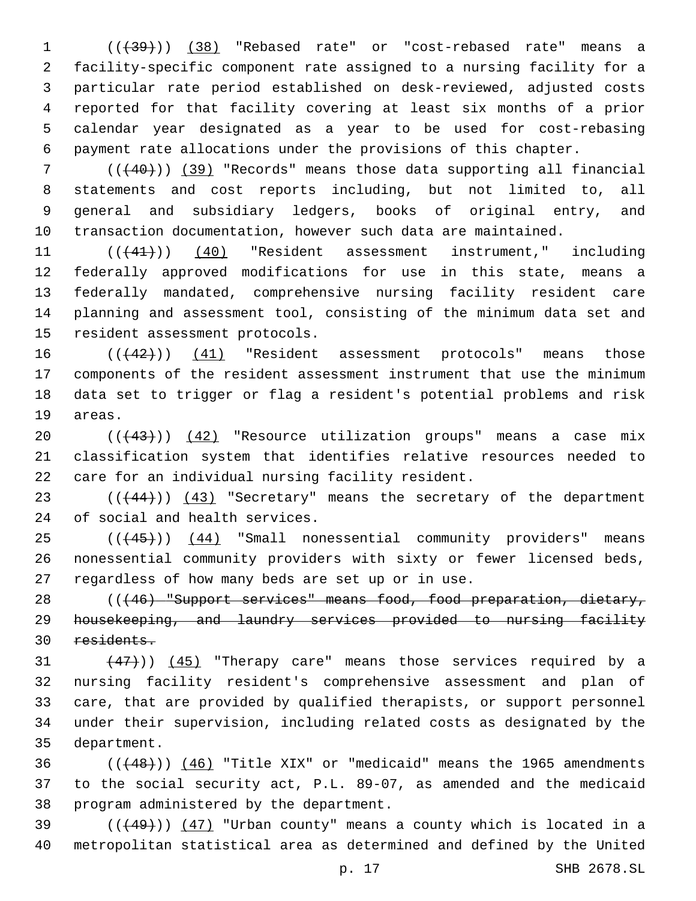((~~(39)~~)) <u>(38)</u> "Rebased rate" or "cost-rebased rate" means a facility-specific component rate assigned to a nursing facility for a particular rate period established on desk-reviewed, adjusted costs reported for that facility covering at least six months of a prior calendar year designated as a year to be used for cost-rebasing payment rate allocations under the provisions of this chapter.

((~~(40)~~)) <u>(39)</u> "Records" means those data supporting all financial statements and cost reports including, but not limited to, all general and subsidiary ledgers, books of original entry, and transaction documentation, however such data are maintained.

((~~(41)~~)) <u>(40)</u> "Resident assessment instrument," including federally approved modifications for use in this state, means a federally mandated, comprehensive nursing facility resident care planning and assessment tool, consisting of the minimum data set and resident assessment protocols.

((~~(42)~~)) <u>(41)</u> "Resident assessment protocols" means those components of the resident assessment instrument that use the minimum data set to trigger or flag a resident's potential problems and risk areas.

((~~(43)~~)) <u>(42)</u> "Resource utilization groups" means a case mix classification system that identifies relative resources needed to care for an individual nursing facility resident.

((~~(44)~~)) <u>(43)</u> "Secretary" means the secretary of the department of social and health services.

((~~(45)~~)) <u>(44)</u> "Small nonessential community providers" means nonessential community providers with sixty or fewer licensed beds, regardless of how many beds are set up or in use.

((~~(46) "Support services" means food, food preparation, dietary, housekeeping, and laundry services provided to nursing facility residents.~~

~~(47)~~)) <u>(45)</u> "Therapy care" means those services required by a nursing facility resident's comprehensive assessment and plan of care, that are provided by qualified therapists, or support personnel under their supervision, including related costs as designated by the department.

((~~(48)~~)) <u>(46)</u> "Title XIX" or "medicaid" means the 1965 amendments to the social security act, P.L. 89-07, as amended and the medicaid program administered by the department.

((~~(49)~~)) <u>(47)</u> "Urban county" means a county which is located in a metropolitan statistical area as determined and defined by the United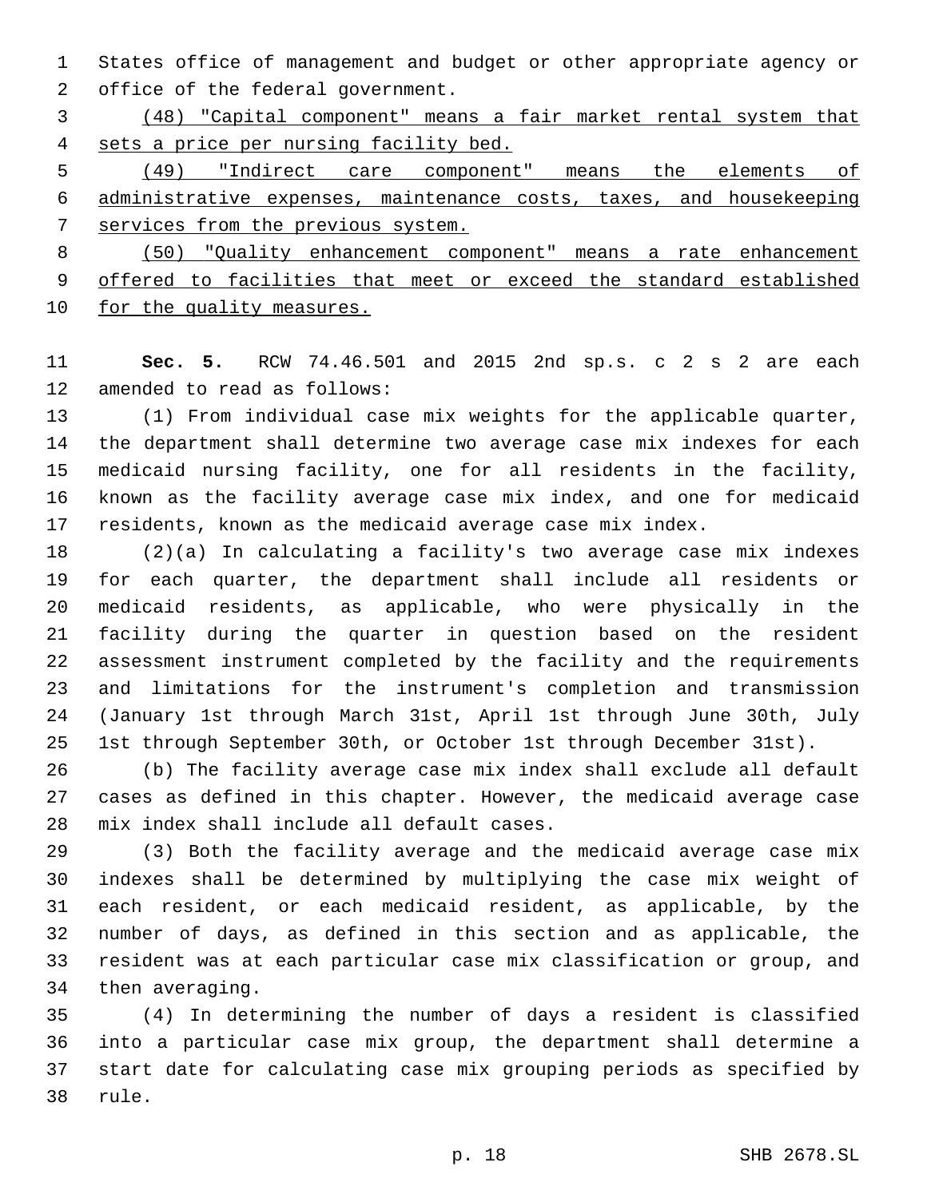States office of management and budget or other appropriate agency or office of the federal government.

<u>(48) "Capital component" means a fair market rental system that sets a price per nursing facility bed.</u>

<u>(49) "Indirect care component" means the elements of administrative expenses, maintenance costs, taxes, and housekeeping services from the previous system.</u>

<u>(50) "Quality enhancement component" means a rate enhancement offered to facilities that meet or exceed the standard established for the quality measures.</u>

**Sec. 5.** RCW 74.46.501 and 2015 2nd sp.s. c 2 s 2 are each amended to read as follows:

(1) From individual case mix weights for the applicable quarter, the department shall determine two average case mix indexes for each medicaid nursing facility, one for all residents in the facility, known as the facility average case mix index, and one for medicaid residents, known as the medicaid average case mix index.

(2)(a) In calculating a facility's two average case mix indexes for each quarter, the department shall include all residents or medicaid residents, as applicable, who were physically in the facility during the quarter in question based on the resident assessment instrument completed by the facility and the requirements and limitations for the instrument's completion and transmission (January 1st through March 31st, April 1st through June 30th, July 1st through September 30th, or October 1st through December 31st).

(b) The facility average case mix index shall exclude all default cases as defined in this chapter. However, the medicaid average case mix index shall include all default cases.

(3) Both the facility average and the medicaid average case mix indexes shall be determined by multiplying the case mix weight of each resident, or each medicaid resident, as applicable, by the number of days, as defined in this section and as applicable, the resident was at each particular case mix classification or group, and then averaging.

(4) In determining the number of days a resident is classified into a particular case mix group, the department shall determine a start date for calculating case mix grouping periods as specified by rule.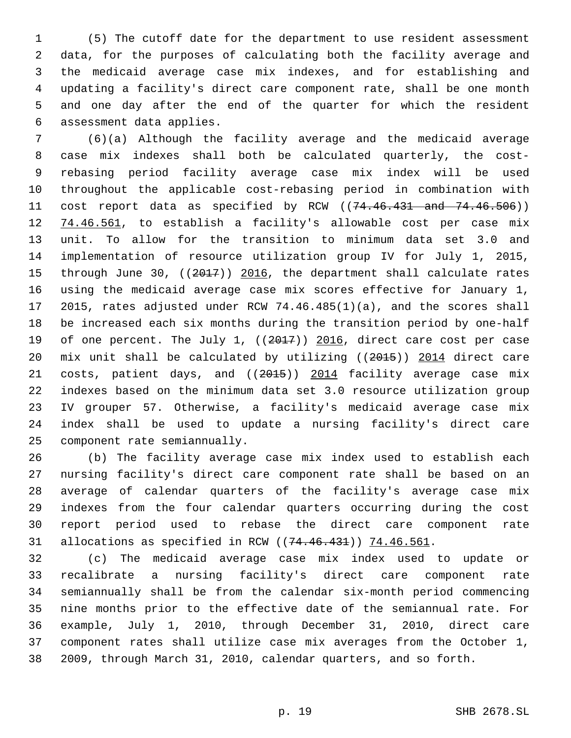(5) The cutoff date for the department to use resident assessment data, for the purposes of calculating both the facility average and the medicaid average case mix indexes, and for establishing and updating a facility's direct care component rate, shall be one month and one day after the end of the quarter for which the resident assessment data applies.

(6)(a) Although the facility average and the medicaid average case mix indexes shall both be calculated quarterly, the cost-rebasing period facility average case mix index will be used throughout the applicable cost-rebasing period in combination with cost report data as specified by RCW ((~~74.46.431 and 74.46.506~~)) 74.46.561, to establish a facility's allowable cost per case mix unit. To allow for the transition to minimum data set 3.0 and implementation of resource utilization group IV for July 1, 2015, through June 30, ((~~2017~~)) 2016, the department shall calculate rates using the medicaid average case mix scores effective for January 1, 2015, rates adjusted under RCW 74.46.485(1)(a), and the scores shall be increased each six months during the transition period by one-half of one percent. The July 1, ((~~2017~~)) 2016, direct care cost per case mix unit shall be calculated by utilizing ((~~2015~~)) 2014 direct care costs, patient days, and ((~~2015~~)) 2014 facility average case mix indexes based on the minimum data set 3.0 resource utilization group IV grouper 57. Otherwise, a facility's medicaid average case mix index shall be used to update a nursing facility's direct care component rate semiannually.

(b) The facility average case mix index used to establish each nursing facility's direct care component rate shall be based on an average of calendar quarters of the facility's average case mix indexes from the four calendar quarters occurring during the cost report period used to rebase the direct care component rate allocations as specified in RCW ((~~74.46.431~~)) 74.46.561.

(c) The medicaid average case mix index used to update or recalibrate a nursing facility's direct care component rate semiannually shall be from the calendar six-month period commencing nine months prior to the effective date of the semiannual rate. For example, July 1, 2010, through December 31, 2010, direct care component rates shall utilize case mix averages from the October 1, 2009, through March 31, 2010, calendar quarters, and so forth.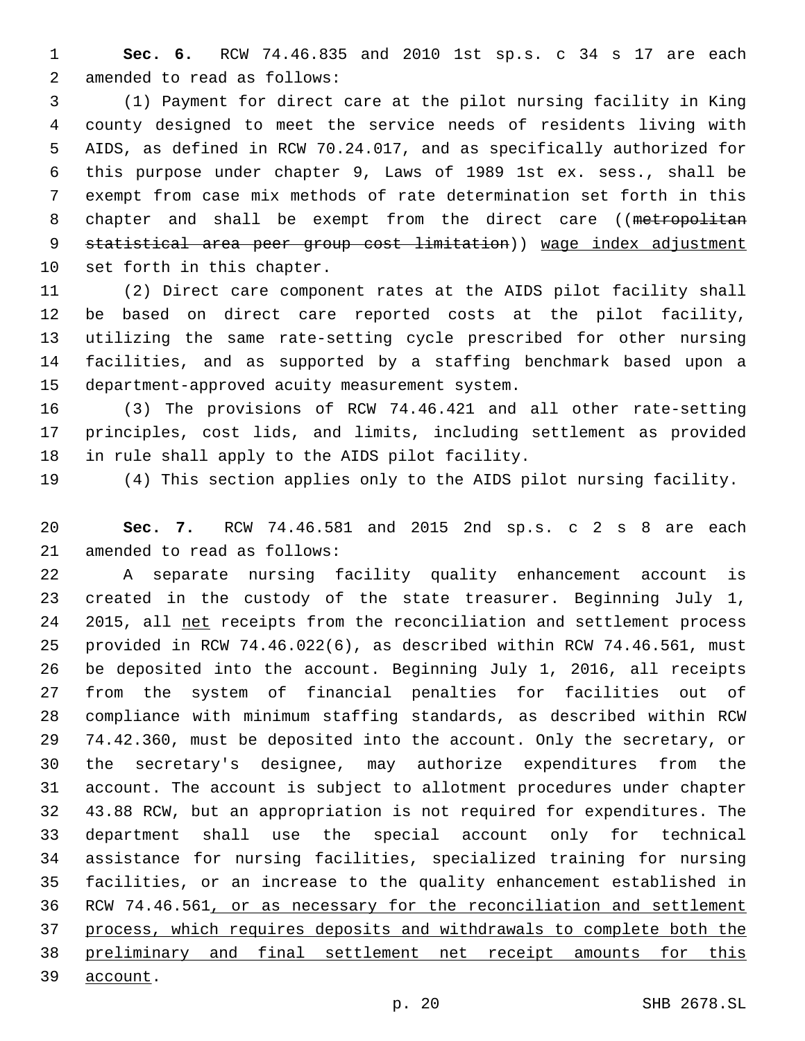**Sec. 6.** RCW 74.46.835 and 2010 1st sp.s. c 34 s 17 are each amended to read as follows:

(1) Payment for direct care at the pilot nursing facility in King county designed to meet the service needs of residents living with AIDS, as defined in RCW 70.24.017, and as specifically authorized for this purpose under chapter 9, Laws of 1989 1st ex. sess., shall be exempt from case mix methods of rate determination set forth in this chapter and shall be exempt from the direct care ((~~metropolitan statistical area peer group cost limitation~~)) <u>wage index adjustment</u> set forth in this chapter.

(2) Direct care component rates at the AIDS pilot facility shall be based on direct care reported costs at the pilot facility, utilizing the same rate-setting cycle prescribed for other nursing facilities, and as supported by a staffing benchmark based upon a department-approved acuity measurement system.

(3) The provisions of RCW 74.46.421 and all other rate-setting principles, cost lids, and limits, including settlement as provided in rule shall apply to the AIDS pilot facility.

(4) This section applies only to the AIDS pilot nursing facility.

**Sec. 7.** RCW 74.46.581 and 2015 2nd sp.s. c 2 s 8 are each amended to read as follows:

A separate nursing facility quality enhancement account is created in the custody of the state treasurer. Beginning July 1, 2015, all <u>net</u> receipts from the reconciliation and settlement process provided in RCW 74.46.022(6), as described within RCW 74.46.561, must be deposited into the account. Beginning July 1, 2016, all receipts from the system of financial penalties for facilities out of compliance with minimum staffing standards, as described within RCW 74.42.360, must be deposited into the account. Only the secretary, or the secretary's designee, may authorize expenditures from the account. The account is subject to allotment procedures under chapter 43.88 RCW, but an appropriation is not required for expenditures. The department shall use the special account only for technical assistance for nursing facilities, specialized training for nursing facilities, or an increase to the quality enhancement established in RCW 74.46.561<u>, or as necessary for the reconciliation and settlement process, which requires deposits and withdrawals to complete both the preliminary and final settlement net receipt amounts for this account</u>.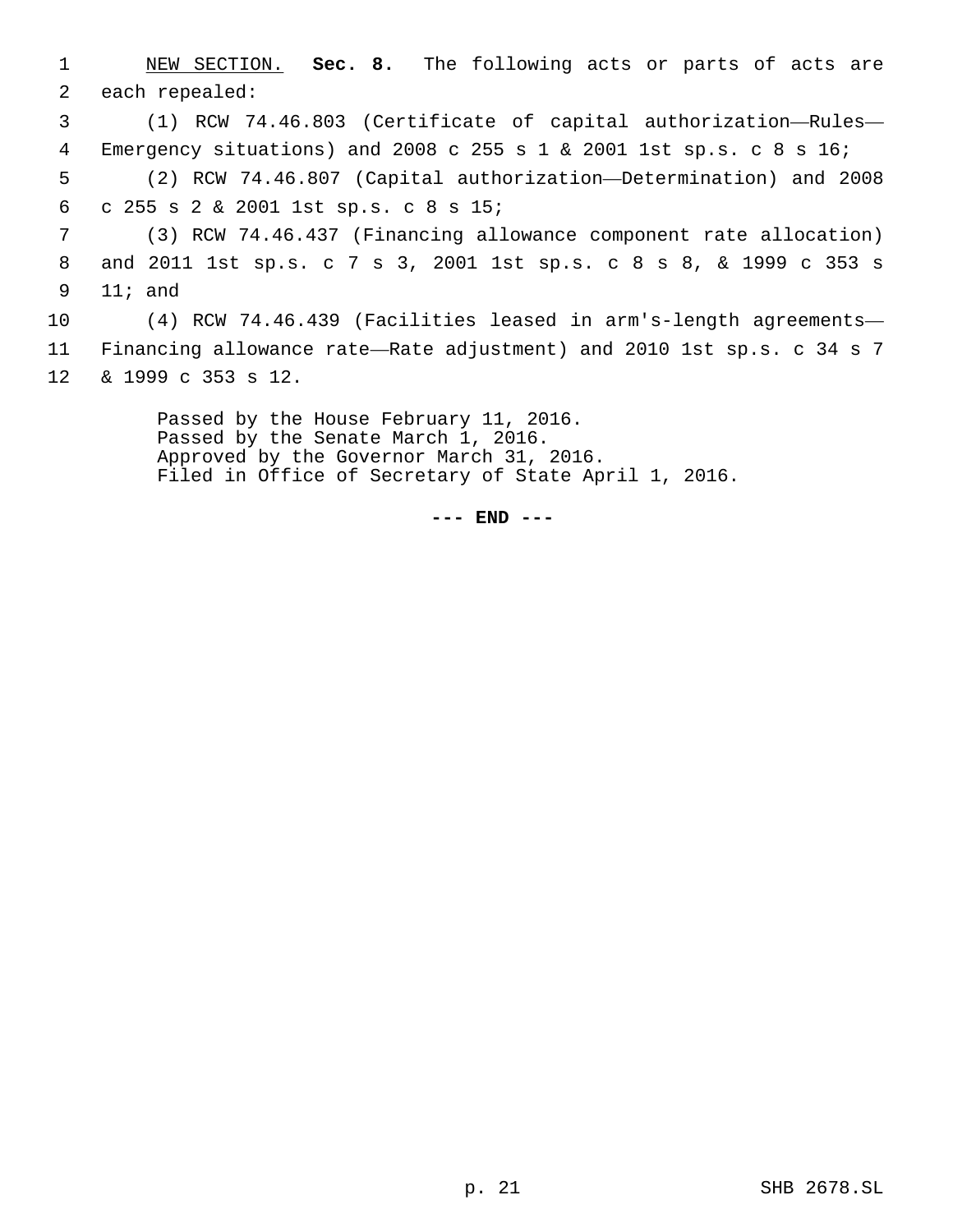NEW SECTION. **Sec. 8.** The following acts or parts of acts are each repealed:

(1) RCW 74.46.803 (Certificate of capital authorization—Rules—Emergency situations) and 2008 c 255 s 1 & 2001 1st sp.s. c 8 s 16;

(2) RCW 74.46.807 (Capital authorization—Determination) and 2008 c 255 s 2 & 2001 1st sp.s. c 8 s 15;

(3) RCW 74.46.437 (Financing allowance component rate allocation) and 2011 1st sp.s. c 7 s 3, 2001 1st sp.s. c 8 s 8, & 1999 c 353 s 11; and

(4) RCW 74.46.439 (Facilities leased in arm's-length agreements—Financing allowance rate—Rate adjustment) and 2010 1st sp.s. c 34 s 7 & 1999 c 353 s 12.

Passed by the House February 11, 2016.
Passed by the Senate March 1, 2016.
Approved by the Governor March 31, 2016.
Filed in Office of Secretary of State April 1, 2016.

**--- END ---**